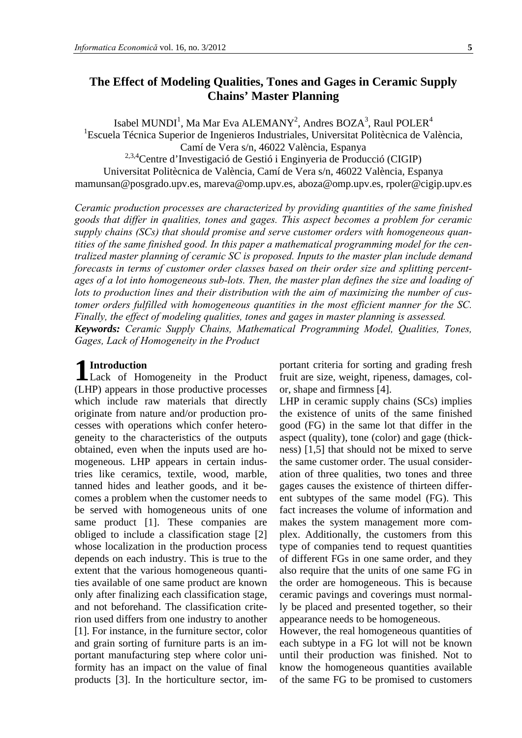# The Effect of Modeling Qualities, Tones and Gages in Ceramic Supply Chains' Master Planning

Isabel MUNDI[1], Ma Mar Eva ALEMANY[2], Andres BOZA[3], Raul POLER[4]

[1]Escuela Técnica Superior de Ingenieros Industriales, Universitat Politècnica de València, Camí de Vera s/n, 46022 València, Espanya

[2,3,4]Centre d'Investigació de Gestió i Enginyeria de Producció (CIGIP) Universitat Politècnica de València, Camí de Vera s/n, 46022 València, Espanya

mamunsan@posgrado.upv.es, mareva@omp.upv.es, aboza@omp.upv.es, rpoler@cigip.upv.es

*Ceramic production processes are characterized by providing quantities of the same finished goods that differ in qualities, tones and gages. This aspect becomes a problem for ceramic supply chains (SCs) that should promise and serve customer orders with homogeneous quantities of the same finished good. In this paper a mathematical programming model for the centralized master planning of ceramic SC is proposed. Inputs to the master plan include demand forecasts in terms of customer order classes based on their order size and splitting percentages of a lot into homogeneous sub-lots. Then, the master plan defines the size and loading of lots to production lines and their distribution with the aim of maximizing the number of customer orders fulfilled with homogeneous quantities in the most efficient manner for the SC. Finally, the effect of modeling qualities, tones and gages in master planning is assessed.*

***Keywords:*** *Ceramic Supply Chains, Mathematical Programming Model, Qualities, Tones, Gages, Lack of Homogeneity in the Product*

## 1 Introduction

Lack of Homogeneity in the Product (LHP) appears in those productive processes which include raw materials that directly originate from nature and/or production processes with operations which confer heterogeneity to the characteristics of the outputs obtained, even when the inputs used are homogeneous. LHP appears in certain industries like ceramics, textile, wood, marble, tanned hides and leather goods, and it becomes a problem when the customer needs to be served with homogeneous units of one same product [1]. These companies are obliged to include a classification stage [2] whose localization in the production process depends on each industry. This is true to the extent that the various homogeneous quantities available of one same product are known only after finalizing each classification stage, and not beforehand. The classification criterion used differs from one industry to another [1]. For instance, in the furniture sector, color and grain sorting of furniture parts is an important manufacturing step where color uniformity has an impact on the value of final products [3]. In the horticulture sector, important criteria for sorting and grading fresh fruit are size, weight, ripeness, damages, color, shape and firmness [4].

LHP in ceramic supply chains (SCs) implies the existence of units of the same finished good (FG) in the same lot that differ in the aspect (quality), tone (color) and gage (thickness) [1,5] that should not be mixed to serve the same customer order. The usual consideration of three qualities, two tones and three gages causes the existence of thirteen different subtypes of the same model (FG). This fact increases the volume of information and makes the system management more complex. Additionally, the customers from this type of companies tend to request quantities of different FGs in one same order, and they also require that the units of one same FG in the order are homogeneous. This is because ceramic pavings and coverings must normally be placed and presented together, so their appearance needs to be homogeneous.

However, the real homogeneous quantities of each subtype in a FG lot will not be known until their production was finished. Not to know the homogeneous quantities available of the same FG to be promised to customers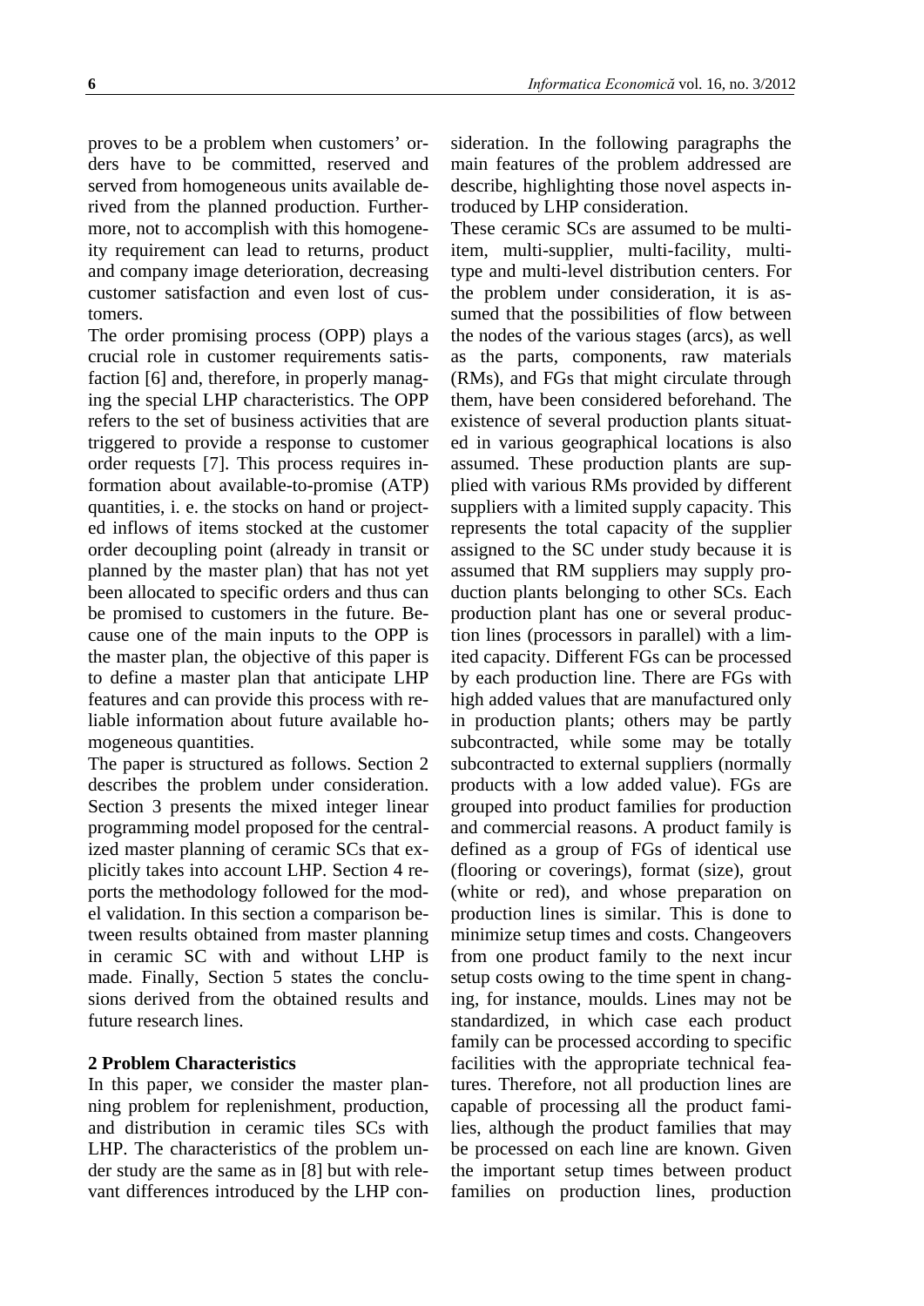proves to be a problem when customers' orders have to be committed, reserved and served from homogeneous units available derived from the planned production. Furthermore, not to accomplish with this homogeneity requirement can lead to returns, product and company image deterioration, decreasing customer satisfaction and even lost of customers.

The order promising process (OPP) plays a crucial role in customer requirements satisfaction [6] and, therefore, in properly managing the special LHP characteristics. The OPP refers to the set of business activities that are triggered to provide a response to customer order requests [7]. This process requires information about available-to-promise (ATP) quantities, i. e. the stocks on hand or projected inflows of items stocked at the customer order decoupling point (already in transit or planned by the master plan) that has not yet been allocated to specific orders and thus can be promised to customers in the future. Because one of the main inputs to the OPP is the master plan, the objective of this paper is to define a master plan that anticipate LHP features and can provide this process with reliable information about future available homogeneous quantities.

The paper is structured as follows. Section 2 describes the problem under consideration. Section 3 presents the mixed integer linear programming model proposed for the centralized master planning of ceramic SCs that explicitly takes into account LHP. Section 4 reports the methodology followed for the model validation. In this section a comparison between results obtained from master planning in ceramic SC with and without LHP is made. Finally, Section 5 states the conclusions derived from the obtained results and future research lines.

## 2 Problem Characteristics

In this paper, we consider the master planning problem for replenishment, production, and distribution in ceramic tiles SCs with LHP. The characteristics of the problem under study are the same as in [8] but with relevant differences introduced by the LHP consideration. In the following paragraphs the main features of the problem addressed are describe, highlighting those novel aspects introduced by LHP consideration.

These ceramic SCs are assumed to be multi-item, multi-supplier, multi-facility, multi-type and multi-level distribution centers. For the problem under consideration, it is assumed that the possibilities of flow between the nodes of the various stages (arcs), as well as the parts, components, raw materials (RMs), and FGs that might circulate through them, have been considered beforehand. The existence of several production plants situated in various geographical locations is also assumed. These production plants are supplied with various RMs provided by different suppliers with a limited supply capacity. This represents the total capacity of the supplier assigned to the SC under study because it is assumed that RM suppliers may supply production plants belonging to other SCs. Each production plant has one or several production lines (processors in parallel) with a limited capacity. Different FGs can be processed by each production line. There are FGs with high added values that are manufactured only in production plants; others may be partly subcontracted, while some may be totally subcontracted to external suppliers (normally products with a low added value). FGs are grouped into product families for production and commercial reasons. A product family is defined as a group of FGs of identical use (flooring or coverings), format (size), grout (white or red), and whose preparation on production lines is similar. This is done to minimize setup times and costs. Changeovers from one product family to the next incur setup costs owing to the time spent in changing, for instance, moulds. Lines may not be standardized, in which case each product family can be processed according to specific facilities with the appropriate technical features. Therefore, not all production lines are capable of processing all the product families, although the product families that may be processed on each line are known. Given the important setup times between product families on production lines, production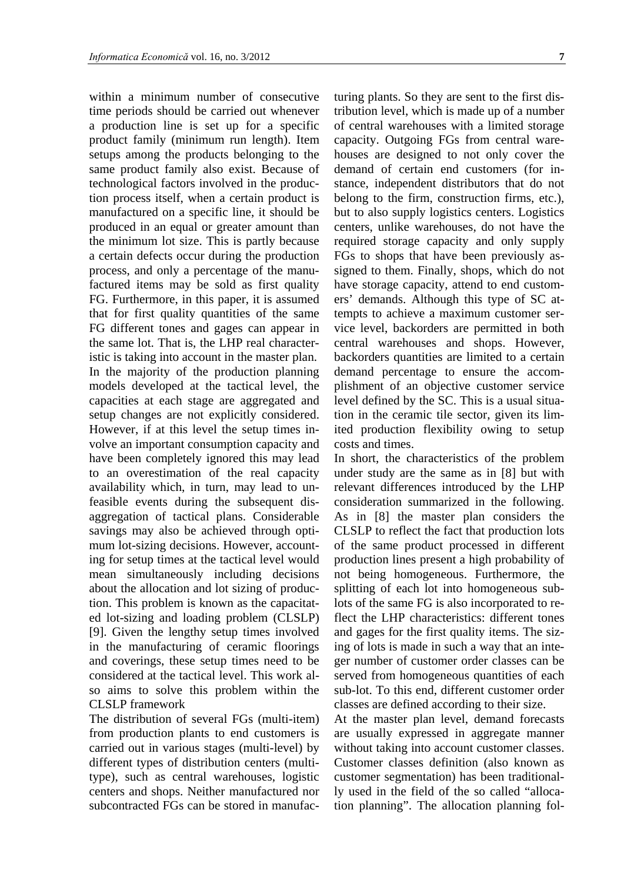within a minimum number of consecutive time periods should be carried out whenever a production line is set up for a specific product family (minimum run length). Item setups among the products belonging to the same product family also exist. Because of technological factors involved in the production process itself, when a certain product is manufactured on a specific line, it should be produced in an equal or greater amount than the minimum lot size. This is partly because a certain defects occur during the production process, and only a percentage of the manufactured items may be sold as first quality FG. Furthermore, in this paper, it is assumed that for first quality quantities of the same FG different tones and gages can appear in the same lot. That is, the LHP real characteristic is taking into account in the master plan.

In the majority of the production planning models developed at the tactical level, the capacities at each stage are aggregated and setup changes are not explicitly considered. However, if at this level the setup times involve an important consumption capacity and have been completely ignored this may lead to an overestimation of the real capacity availability which, in turn, may lead to unfeasible events during the subsequent disaggregation of tactical plans. Considerable savings may also be achieved through optimum lot-sizing decisions. However, accounting for setup times at the tactical level would mean simultaneously including decisions about the allocation and lot sizing of production. This problem is known as the capacitated lot-sizing and loading problem (CLSLP) [9]. Given the lengthy setup times involved in the manufacturing of ceramic floorings and coverings, these setup times need to be considered at the tactical level. This work also aims to solve this problem within the CLSLP framework

The distribution of several FGs (multi-item) from production plants to end customers is carried out in various stages (multi-level) by different types of distribution centers (multi-type), such as central warehouses, logistic centers and shops. Neither manufactured nor subcontracted FGs can be stored in manufacturing plants. So they are sent to the first distribution level, which is made up of a number of central warehouses with a limited storage capacity. Outgoing FGs from central warehouses are designed to not only cover the demand of certain end customers (for instance, independent distributors that do not belong to the firm, construction firms, etc.), but to also supply logistics centers. Logistics centers, unlike warehouses, do not have the required storage capacity and only supply FGs to shops that have been previously assigned to them. Finally, shops, which do not have storage capacity, attend to end customers' demands. Although this type of SC attempts to achieve a maximum customer service level, backorders are permitted in both central warehouses and shops. However, backorders quantities are limited to a certain demand percentage to ensure the accomplishment of an objective customer service level defined by the SC. This is a usual situation in the ceramic tile sector, given its limited production flexibility owing to setup costs and times.

In short, the characteristics of the problem under study are the same as in [8] but with relevant differences introduced by the LHP consideration summarized in the following. As in [8] the master plan considers the CLSLP to reflect the fact that production lots of the same product processed in different production lines present a high probability of not being homogeneous. Furthermore, the splitting of each lot into homogeneous sub-lots of the same FG is also incorporated to reflect the LHP characteristics: different tones and gages for the first quality items. The sizing of lots is made in such a way that an integer number of customer order classes can be served from homogeneous quantities of each sub-lot. To this end, different customer order classes are defined according to their size.

At the master plan level, demand forecasts are usually expressed in aggregate manner without taking into account customer classes. Customer classes definition (also known as customer segmentation) has been traditionally used in the field of the so called "allocation planning". The allocation planning fol-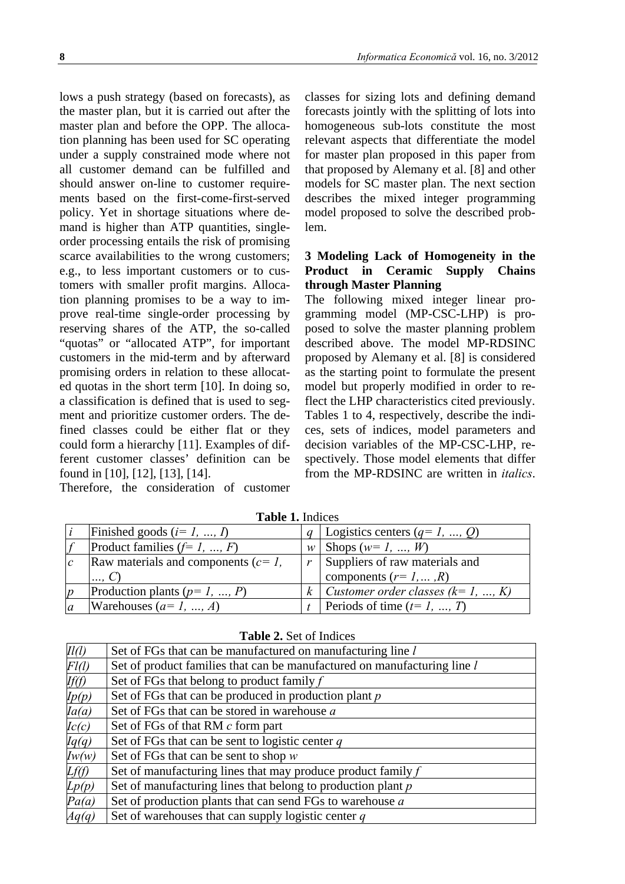lows a push strategy (based on forecasts), as the master plan, but it is carried out after the master plan and before the OPP. The allocation planning has been used for SC operating under a supply constrained mode where not all customer demand can be fulfilled and should answer on-line to customer requirements based on the first-come-first-served policy. Yet in shortage situations where demand is higher than ATP quantities, single-order processing entails the risk of promising scarce availabilities to the wrong customers; e.g., to less important customers or to customers with smaller profit margins. Allocation planning promises to be a way to improve real-time single-order processing by reserving shares of the ATP, the so-called "quotas" or "allocated ATP", for important customers in the mid-term and by afterward promising orders in relation to these allocated quotas in the short term [10]. In doing so, a classification is defined that is used to segment and prioritize customer orders. The defined classes could be either flat or they could form a hierarchy [11]. Examples of different customer classes' definition can be found in [10], [12], [13], [14].

Therefore, the consideration of customer classes for sizing lots and defining demand forecasts jointly with the splitting of lots into homogeneous sub-lots constitute the most relevant aspects that differentiate the model for master plan proposed in this paper from that proposed by Alemany et al. [8] and other models for SC master plan. The next section describes the mixed integer programming model proposed to solve the described problem.

## 3 Modeling Lack of Homogeneity in the Product in Ceramic Supply Chains through Master Planning

The following mixed integer linear programming model (MP-CSC-LHP) is proposed to solve the master planning problem described above. The model MP-RDSINC proposed by Alemany et al. [8] is considered as the starting point to formulate the present model but properly modified in order to reflect the LHP characteristics cited previously. Tables 1 to 4, respectively, describe the indices, sets of indices, model parameters and decision variables of the MP-CSC-LHP, respectively. Those model elements that differ from the MP-RDSINC are written in *italics*.

**Table 1.** Indices

| | | | |
|---|---|---|---|
| $i$ | Finished goods ($i= 1, \ldots, I$) | $q$ | Logistics centers ($q= 1, \ldots, Q$) |
| $f$ | Product families ($f= 1, \ldots, F$) | $w$ | Shops ($w= 1, \ldots, W$) |
| $c$ | Raw materials and components ($c= 1, \ldots, C$) | $r$ | Suppliers of raw materials and components ($r= 1,\ldots ,R$) |
| $p$ | Production plants ($p= 1, \ldots, P$) | $k$ | *Customer order classes ($k= 1, \ldots, K$)* |
| $a$ | Warehouses ($a= 1, \ldots, A$) | $t$ | Periods of time ($t= 1, \ldots, T$) |

**Table 2.** Set of Indices

| | |
|---|---|
| $Il(l)$ | Set of FGs that can be manufactured on manufacturing line $l$ |
| $Fl(l)$ | Set of product families that can be manufactured on manufacturing line $l$ |
| $If(f)$ | Set of FGs that belong to product family $f$ |
| $Ip(p)$ | Set of FGs that can be produced in production plant $p$ |
| $Ia(a)$ | Set of FGs that can be stored in warehouse $a$ |
| $Ic(c)$ | Set of FGs of that RM $c$ form part |
| $Iq(q)$ | Set of FGs that can be sent to logistic center $q$ |
| $Iw(w)$ | Set of FGs that can be sent to shop $w$ |
| $Lf(f)$ | Set of manufacturing lines that may produce product family $f$ |
| $Lp(p)$ | Set of manufacturing lines that belong to production plant $p$ |
| $Pa(a)$ | Set of production plants that can send FGs to warehouse $a$ |
| $Aq(q)$ | Set of warehouses that can supply logistic center $q$ |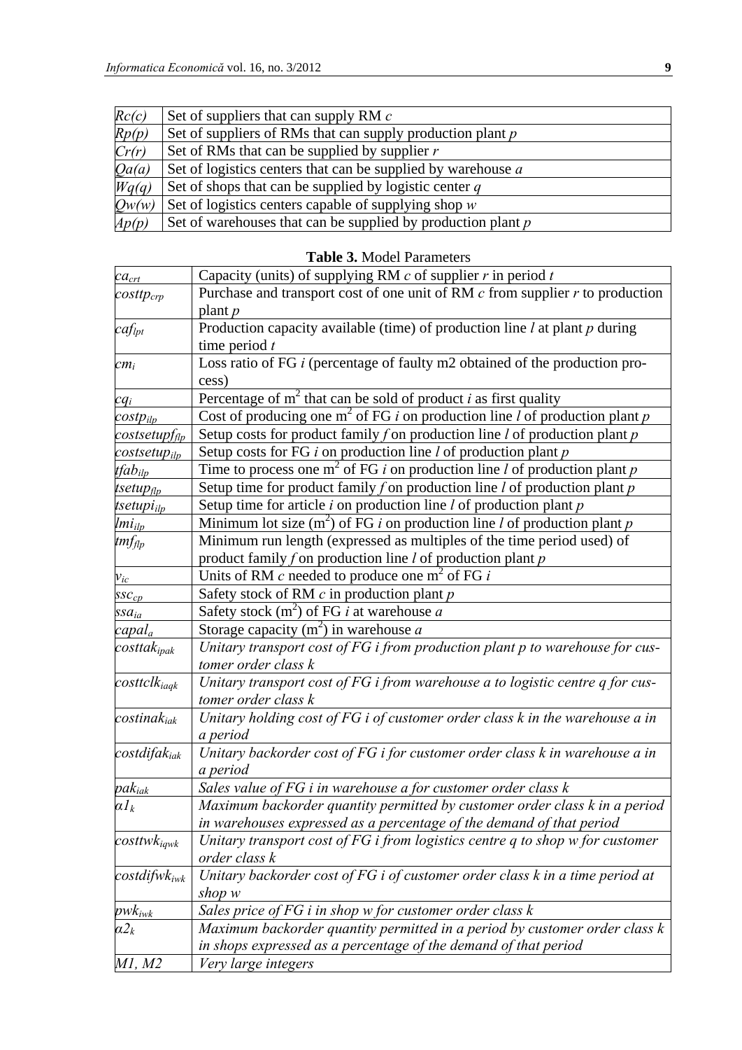| | |
|---|---|
| $Rc(c)$ | Set of suppliers that can supply RM $c$ |
| $Rp(p)$ | Set of suppliers of RMs that can supply production plant $p$ |
| $Cr(r)$ | Set of RMs that can be supplied by supplier $r$ |
| $Qa(a)$ | Set of logistics centers that can be supplied by warehouse $a$ |
| $Wq(q)$ | Set of shops that can be supplied by logistic center $q$ |
| $Qw(w)$ | Set of logistics centers capable of supplying shop $w$ |
| $Ap(p)$ | Set of warehouses that can be supplied by production plant $p$ |

**Table 3.** Model Parameters

| | |
|---|---|
| $ca_{crt}$ | Capacity (units) of supplying RM $c$ of supplier $r$ in period $t$ |
| $costtp_{crp}$ | Purchase and transport cost of one unit of RM $c$ from supplier $r$ to production plant $p$ |
| $caf_{lpt}$ | Production capacity available (time) of production line $l$ at plant $p$ during time period $t$ |
| $cm_i$ | Loss ratio of FG $i$ (percentage of faulty m2 obtained of the production process) |
| $cq_i$ | Percentage of $m^2$ that can be sold of product $i$ as first quality |
| $costp_{ilp}$ | Cost of producing one $m^2$ of FG $i$ on production line $l$ of production plant $p$ |
| $costsetupf_{flp}$ | Setup costs for product family $f$ on production line $l$ of production plant $p$ |
| $costsetup_{ilp}$ | Setup costs for FG $i$ on production line $l$ of production plant $p$ |
| $tfab_{ilp}$ | Time to process one $m^2$ of FG $i$ on production line $l$ of production plant $p$ |
| $tsetup_{flp}$ | Setup time for product family $f$ on production line $l$ of production plant $p$ |
| $tsetupi_{ilp}$ | Setup time for article $i$ on production line $l$ of production plant $p$ |
| $lmi_{ilp}$ | Minimum lot size ($m^2$) of FG $i$ on production line $l$ of production plant $p$ |
| $tmf_{flp}$ | Minimum run length (expressed as multiples of the time period used) of product family $f$ on production line $l$ of production plant $p$ |
| $v_{ic}$ | Units of RM $c$ needed to produce one $m^2$ of FG $i$ |
| $ssc_{cp}$ | Safety stock of RM $c$ in production plant $p$ |
| $ssa_{ia}$ | Safety stock ($m^2$) of FG $i$ at warehouse $a$ |
| $capal_a$ | Storage capacity ($m^2$) in warehouse $a$ |
| $costtak_{ipak}$ | *Unitary transport cost of FG $i$ from production plant $p$ to warehouse for customer order class $k$* |
| $costtclk_{iaqk}$ | *Unitary transport cost of FG $i$ from warehouse $a$ to logistic centre $q$ for customer order class $k$* |
| $costinak_{iak}$ | *Unitary holding cost of FG $i$ of customer order class $k$ in the warehouse $a$ in a period* |
| $costdifak_{iak}$ | *Unitary backorder cost of FG $i$ for customer order class $k$ in warehouse $a$ in a period* |
| $pak_{iak}$ | *Sales value of FG $i$ in warehouse $a$ for customer order class $k$* |
| $\alpha 1_k$ | *Maximum backorder quantity permitted by customer order class $k$ in a period in warehouses expressed as a percentage of the demand of that period* |
| $costtwk_{iqwk}$ | *Unitary transport cost of FG $i$ from logistics centre $q$ to shop $w$ for customer order class $k$* |
| $costdifwk_{iwk}$ | *Unitary backorder cost of FG $i$ of customer order class $k$ in a time period at shop $w$* |
| $pwk_{iwk}$ | *Sales price of FG $i$ in shop $w$ for customer order class $k$* |
| $\alpha 2_k$ | *Maximum backorder quantity permitted in a period by customer order class $k$ in shops expressed as a percentage of the demand of that period* |
| $M1$, $M2$ | *Very large integers* |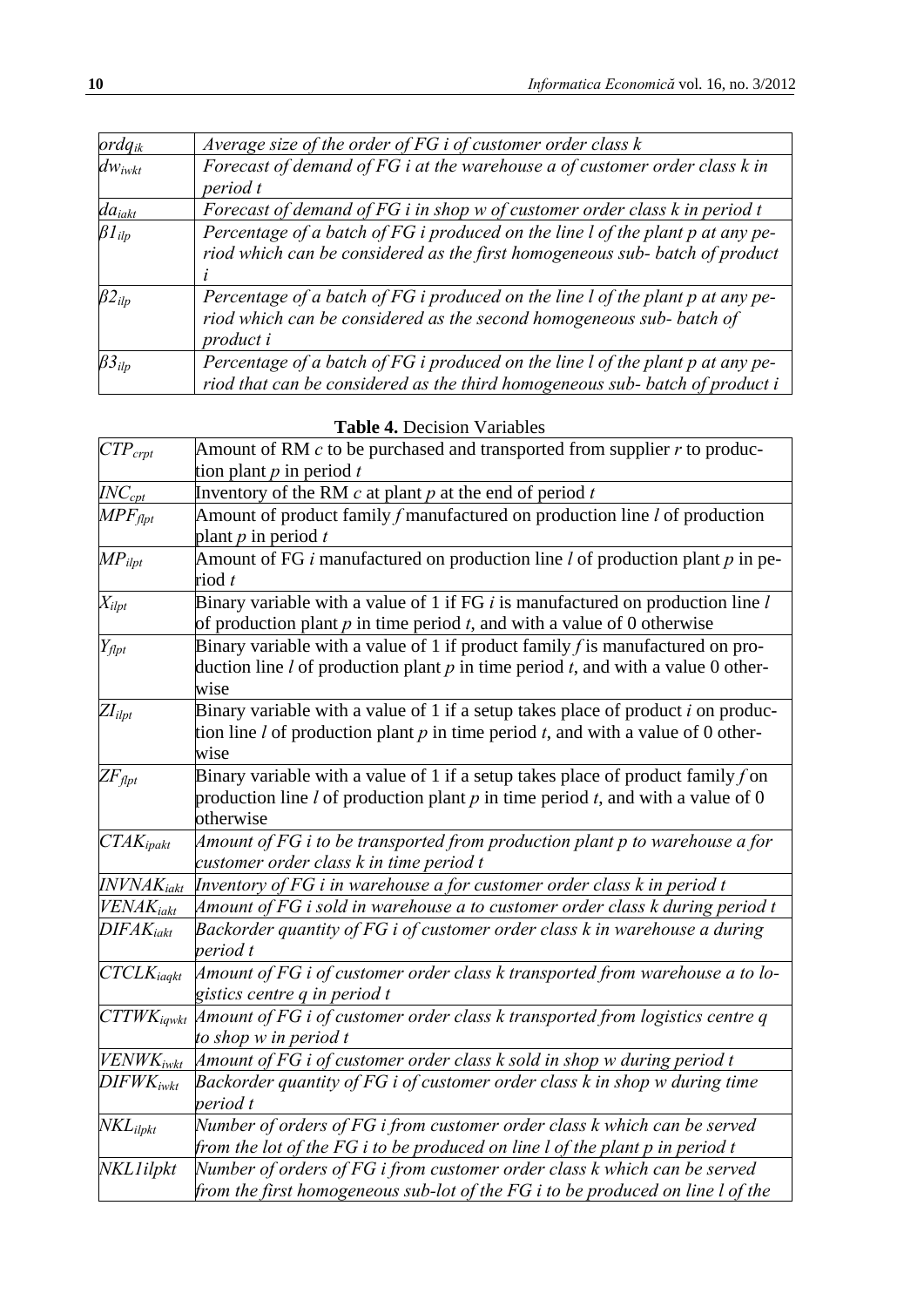| | |
|---|---|
| $ordq_{ik}$ | *Average size of the order of FG i of customer order class k* |
| $dw_{iwkt}$ | *Forecast of demand of FG i at the warehouse a of customer order class k in period t* |
| $da_{iakt}$ | *Forecast of demand of FG i in shop w of customer order class k in period t* |
| $\beta 1_{ilp}$ | *Percentage of a batch of FG i produced on the line l of the plant p at any period which can be considered as the first homogeneous sub- batch of product i* |
| $\beta 2_{ilp}$ | *Percentage of a batch of FG i produced on the line l of the plant p at any period which can be considered as the second homogeneous sub- batch of product i* |
| $\beta 3_{ilp}$ | *Percentage of a batch of FG i produced on the line l of the plant p at any period that can be considered as the third homogeneous sub- batch of product i* |

**Table 4.** Decision Variables

| | |
|---|---|
| $CTP_{crpt}$ | Amount of RM $c$ to be purchased and transported from supplier $r$ to production plant $p$ in period $t$ |
| $INC_{cpt}$ | Inventory of the RM $c$ at plant $p$ at the end of period $t$ |
| $MPF_{flpt}$ | Amount of product family $f$ manufactured on production line $l$ of production plant $p$ in period $t$ |
| $MP_{ilpt}$ | Amount of FG $i$ manufactured on production line $l$ of production plant $p$ in period $t$ |
| $X_{ilpt}$ | Binary variable with a value of 1 if FG $i$ is manufactured on production line $l$ of production plant $p$ in time period $t$, and with a value of 0 otherwise |
| $Y_{flpt}$ | Binary variable with a value of 1 if product family $f$ is manufactured on production line $l$ of production plant $p$ in time period $t$, and with a value 0 otherwise |
| $ZI_{ilpt}$ | Binary variable with a value of 1 if a setup takes place of product $i$ on production line $l$ of production plant $p$ in time period $t$, and with a value of 0 otherwise |
| $ZF_{flpt}$ | Binary variable with a value of 1 if a setup takes place of product family $f$ on production line $l$ of production plant $p$ in time period $t$, and with a value of 0 otherwise |
| $CTAK_{ipakt}$ | *Amount of FG i to be transported from production plant p to warehouse a for customer order class k in time period t* |
| $INVNAK_{iakt}$ | *Inventory of FG i in warehouse a for customer order class k in period t* |
| $VENAK_{iakt}$ | *Amount of FG i sold in warehouse a to customer order class k during period t* |
| $DIFAK_{iakt}$ | *Backorder quantity of FG i of customer order class k in warehouse a during period t* |
| $CTCLK_{iaqkt}$ | *Amount of FG i of customer order class k transported from warehouse a to logistics centre q in period t* |
| $CTTWK_{iqwkt}$ | *Amount of FG i of customer order class k transported from logistics centre q to shop w in period t* |
| $VENWK_{iwkt}$ | *Amount of FG i of customer order class k sold in shop w during period t* |
| $DIFWK_{iwkt}$ | *Backorder quantity of FG i of customer order class k in shop w during time period t* |
| $NKL_{ilpkt}$ | *Number of orders of FG i from customer order class k which can be served from the lot of the FG i to be produced on line l of the plant p in period t* |
| *NKL1ilpkt* | *Number of orders of FG i from customer order class k which can be served from the first homogeneous sub-lot of the FG i to be produced on line l of the* |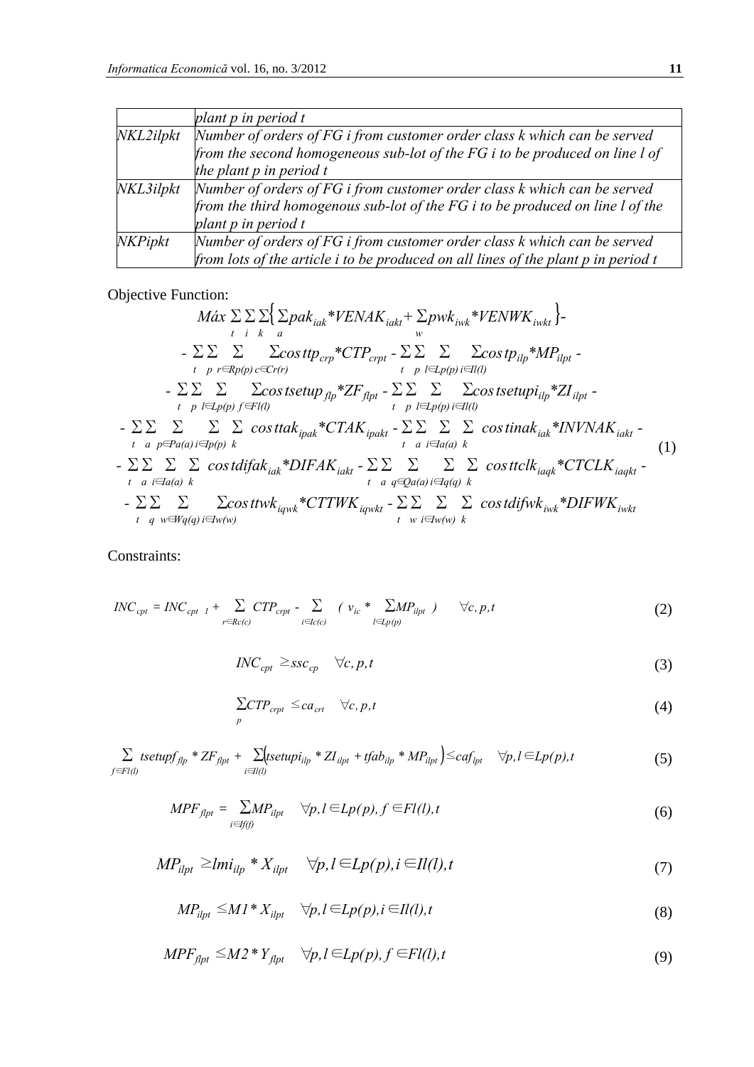| | |
|---|---|
| | *plant p in period t* |
| *NKL2ilpkt* | *Number of orders of FG i from customer order class k which can be served from the second homogeneous sub-lot of the FG i to be produced on line l of the plant p in period t* |
| *NKL3ilpkt* | *Number of orders of FG i from customer order class k which can be served from the third homogenous sub-lot of the FG i to be produced on line l of the plant p in period t* |
| *NKPipkt* | *Number of orders of FG i from customer order class k which can be served from lots of the article i to be produced on all lines of the plant p in period t* |

Objective Function:

$$
\begin{aligned}
& Máx \sum_t \sum_i \sum_k \Big\{ \sum_a pak_{iak} * VENAK_{iakt} + \sum_w pwk_{iwk} * VENWK_{iwkt} \Big\} - \\
& - \sum_t \sum_p \sum_{r \in Rp(p)} \sum_{c \in Cr(r)} costtp_{crp} * CTP_{crpt} - \sum_t \sum_p \sum_{l \in Lp(p)} \sum_{i \in Il(l)} costp_{ilp} * MP_{ilpt} - \\
& - \sum_t \sum_p \sum_{l \in Lp(p)} \sum_{f \in Fl(l)} costsetup_{flp} * ZF_{flpt} - \sum_t \sum_p \sum_{l \in Lp(p)} \sum_{i \in Il(l)} costsetupi_{ilp} * ZI_{ilpt} - \\
& - \sum_t \sum_a \sum_{p \in Pa(a)} \sum_{i \in Ip(p)} \sum_k costtak_{ipak} * CTAK_{ipakt} - \sum_t \sum_a \sum_{i \in Ia(a)} \sum_k costinak_{iak} * INVNAK_{iakt} - \\
& - \sum_t \sum_a \sum_{i \in Ia(a)} \sum_k costdifak_{iak} * DIFAK_{iakt} - \sum_t \sum_a \sum_{q \in Qa(a)} \sum_{i \in Iq(q)} \sum_k costtclk_{iaqk} * CTCLK_{iaqkt} - \\
& - \sum_t \sum_q \sum_{w \in Wq(q)} \sum_{i \in Iw(w)} costtwk_{iqwk} * CTTWK_{iqwkt} - \sum_t \sum_w \sum_{i \in Iw(w)} \sum_k costdifwk_{iwk} * DIFWK_{iwkt}
\end{aligned} \tag{1}
$$

Constraints:

$$INC_{cpt} = INC_{cpt\ 1} + \sum_{r \in Rc(c)} CTP_{crpt} - \sum_{i \in Ic(c)} \Big( v_{ic} * \sum_{l \in Lp(p)} MP_{ilpt} \Big) \quad \forall c, p, t \tag{2}$$

$$INC_{cpt} \geq ssc_{cp} \quad \forall c, p, t \tag{3}$$

$$\sum_p CTP_{crpt} \leq ca_{crt} \quad \forall c, p, t \tag{4}$$

$$\sum_{f \in Fl(l)} tsetupf_{flp} * ZF_{flpt} + \sum_{i \in Il(l)} \big( tsetupi_{ilp} * ZI_{ilpt} + tfab_{ilp} * MP_{ilpt} \big) \leq caf_{lpt} \quad \forall p, l \in Lp(p), t \tag{5}$$

$$MPF_{flpt} = \sum_{i \in If(f)} MP_{ilpt} \quad \forall p, l \in Lp(p), f \in Fl(l), t \tag{6}$$

$$MP_{ilpt} \geq lmi_{ilp} * X_{ilpt} \quad \forall p, l \in Lp(p), i \in Il(l), t \tag{7}$$

$$MP_{ilpt} \leq M1 * X_{ilpt} \quad \forall p, l \in Lp(p), i \in Il(l), t \tag{8}$$

$$MPF_{flpt} \leq M2 * Y_{flpt} \quad \forall p, l \in Lp(p), f \in Fl(l), t \tag{9}$$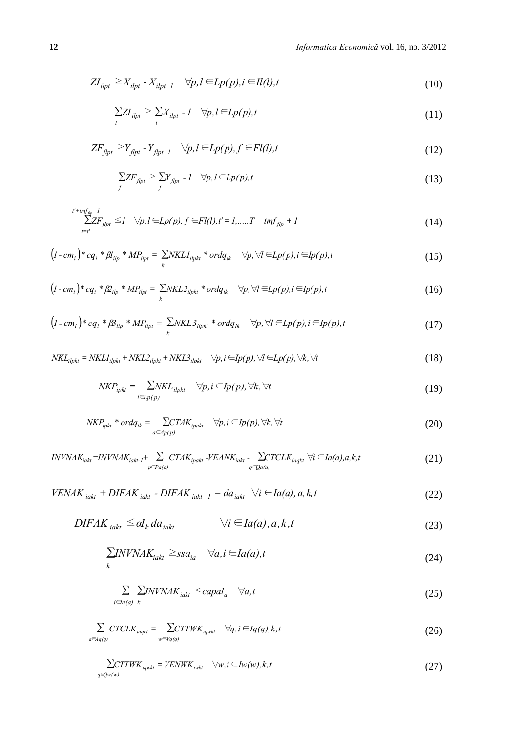$$ZI_{ilpt} \geq X_{ilpt} - X_{ilpt-1} \quad \forall p, l \in Lp(p), i \in Il(l), t \tag{10}$$

$$\sum_{i} ZI_{ilpt} \geq \sum_{i} X_{ilpt} - 1 \quad \forall p, l \in Lp(p), t \tag{11}$$

$$ZF_{flpt} \geq Y_{flpt} - Y_{flpt-1} \quad \forall p, l \in Lp(p), f \in Fl(l), t \tag{12}$$

$$\sum_{f} ZF_{flpt} \geq \sum_{f} Y_{flpt} - 1 \quad \forall p, l \in Lp(p), t \tag{13}$$

$$\sum_{t=t'}^{t'+tmf_{flp}-1} ZF_{flpt} \leq 1 \quad \forall p, l \in Lp(p), f \in Fl(l), t' = 1, \ldots, T - tmf_{flp} + 1 \tag{14}$$

$$(1 - cm_i) * cq_i * \beta 1_{ilp} * MP_{ilpt} = \sum_{k} NKL1_{ilpkt} * ordq_{ik} \quad \forall p, \forall l \in Lp(p), i \in Ip(p), t \tag{15}$$

$$(1 - cm_i) * cq_i * \beta 2_{ilp} * MP_{ilpt} = \sum_{k} NKL2_{ilpkt} * ordq_{ik} \quad \forall p, \forall l \in Lp(p), i \in Ip(p), t \tag{16}$$

$$(1 - cm_i) * cq_i * \beta 3_{ilp} * MP_{ilpt} = \sum_{k} NKL3_{ilpkt} * ordq_{ik} \quad \forall p, \forall l \in Lp(p), i \in Ip(p), t \tag{17}$$

$$NKL_{ilpkt} = NKL1_{ilpkt} + NKL2_{ilpkt} + NKL3_{ilpkt} \quad \forall p, i \in Ip(p), \forall l \in Lp(p), \forall k, \forall t \tag{18}$$

$$NKP_{ipkt} = \sum_{l \in Lp(p)} NKL_{ilpkt} \quad \forall p, i \in Ip(p), \forall k, \forall t \tag{19}$$

$$NKP_{ipkt} * ordq_{ik} = \sum_{a \in Ap(p)} CTAK_{ipakt} \quad \forall p, i \in Ip(p), \forall k, \forall t \tag{20}$$

$$INVNAK_{iakt} = INVNAK_{iakt-1} + \sum_{p \in Pa(a)} CTAK_{ipakt} - VEANK_{iakt} - \sum_{q \in Qa(a)} CTCLK_{iaqkt} \quad \forall i \in Ia(a), a, k, t \tag{21}$$

$$VENAK_{iakt} + DIFAK_{iakt} - DIFAK_{iakt-1} = da_{iakt} \quad \forall i \in Ia(a), a, k, t \tag{22}$$

$$DIFAK_{iakt} \leq \alpha 1_k \, da_{iakt} \quad \forall i \in Ia(a), a, k, t \tag{23}$$

$$\sum_{k} INVNAK_{iakt} \geq ssa_{ia} \quad \forall a, i \in Ia(a), t \tag{24}$$

$$\sum_{i \in Ia(a)} \sum_{k} INVNAK_{iakt} \leq capal_a \quad \forall a, t \tag{25}$$

$$\sum_{a \in Aq(q)} CTCLK_{iaqkt} = \sum_{w \in Wq(q)} CTTWK_{iqwkt} \quad \forall q, i \in Iq(q), k, t \tag{26}$$

$$\sum_{q \in Qw(w)} CTTWK_{iqwkt} = VENWK_{iwkt} \quad \forall w, i \in Iw(w), k, t \tag{27}$$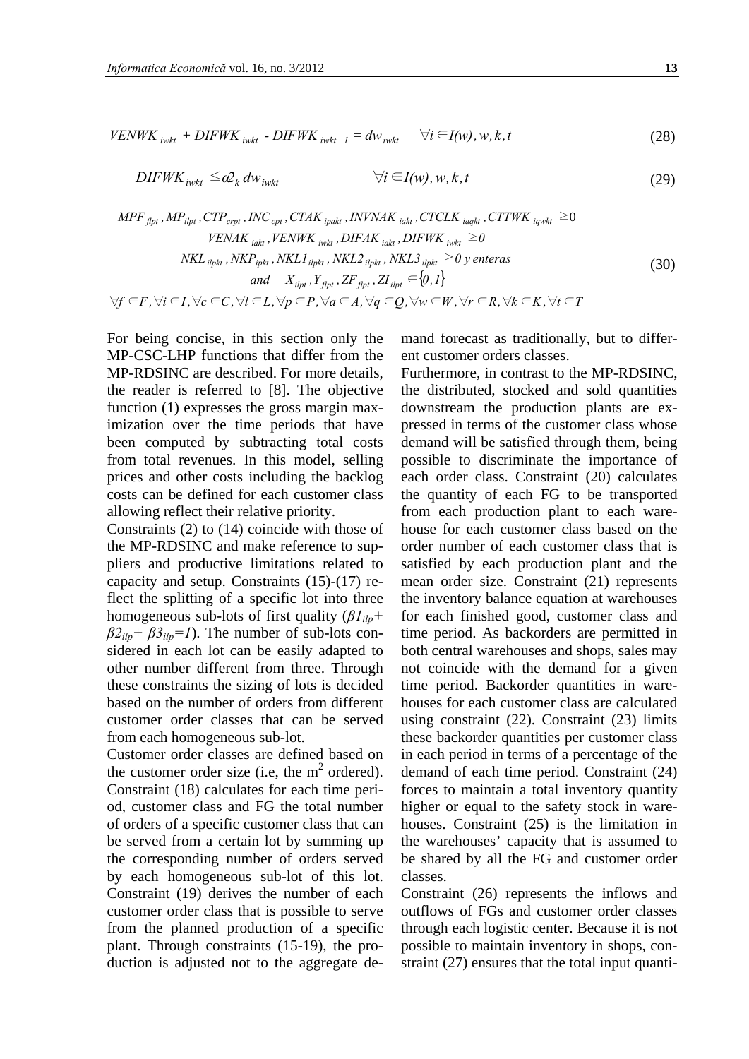$$VENWK_{iwkt} + DIFWK_{iwkt} - DIFWK_{iwkt\ \ 1} = dw_{iwkt} \qquad \forall i \in I(w), w, k, t \tag{28}$$

$$DIFWK_{iwkt} \leq \alpha 2_k \, dw_{iwkt} \qquad \forall i \in I(w), w, k, t \tag{29}$$

$$\begin{gathered} MPF_{flpt}, MP_{ilpt}, CTP_{crpt}, INC_{cpt}, CTAK_{ipakt}, INVNAK_{iakt}, CTCLK_{iaqkt}, CTTWK_{iqwkt} \geq 0 \\ VENAK_{iakt}, VENWK_{iwkt}, DIFAK_{iakt}, DIFWK_{iwkt} \geq 0 \\ NKL_{ilpkt}, NKP_{ipkt}, NKL1_{ilpkt}, NKL2_{ilpkt}, NKL3_{ilpkt} \geq 0 \text{ y enteras} \\ \text{and} \quad X_{ilpt}, Y_{flpt}, ZF_{flpt}, ZI_{ilpt} \in \{0,1\} \\ \forall f \in F, \forall i \in I, \forall c \in C, \forall l \in L, \forall p \in P, \forall a \in A, \forall q \in Q, \forall w \in W, \forall r \in R, \forall k \in K, \forall t \in T \end{gathered} \tag{30}$$

For being concise, in this section only the MP-CSC-LHP functions that differ from the MP-RDSINC are described. For more details, the reader is referred to [8]. The objective function (1) expresses the gross margin maximization over the time periods that have been computed by subtracting total costs from total revenues. In this model, selling prices and other costs including the backlog costs can be defined for each customer class allowing reflect their relative priority.

Constraints (2) to (14) coincide with those of the MP-RDSINC and make reference to suppliers and productive limitations related to capacity and setup. Constraints (15)-(17) reflect the splitting of a specific lot into three homogeneous sub-lots of first quality ($\beta 1_{ilp}+ \beta 2_{ilp}+ \beta 3_{ilp}=1$). The number of sub-lots considered in each lot can be easily adapted to other number different from three. Through these constraints the sizing of lots is decided based on the number of orders from different customer order classes that can be served from each homogeneous sub-lot.

Customer order classes are defined based on the customer order size (i.e, the $m^2$ ordered). Constraint (18) calculates for each time period, customer class and FG the total number of orders of a specific customer class that can be served from a certain lot by summing up the corresponding number of orders served by each homogeneous sub-lot of this lot. Constraint (19) derives the number of each customer order class that is possible to serve from the planned production of a specific plant. Through constraints (15-19), the production is adjusted not to the aggregate demand forecast as traditionally, but to different customer orders classes.

Furthermore, in contrast to the MP-RDSINC, the distributed, stocked and sold quantities downstream the production plants are expressed in terms of the customer class whose demand will be satisfied through them, being possible to discriminate the importance of each order class. Constraint (20) calculates the quantity of each FG to be transported from each production plant to each warehouse for each customer class based on the order number of each customer class that is satisfied by each production plant and the mean order size. Constraint (21) represents the inventory balance equation at warehouses for each finished good, customer class and time period. As backorders are permitted in both central warehouses and shops, sales may not coincide with the demand for a given time period. Backorder quantities in warehouses for each customer class are calculated using constraint (22). Constraint (23) limits these backorder quantities per customer class in each period in terms of a percentage of the demand of each time period. Constraint (24) forces to maintain a total inventory quantity higher or equal to the safety stock in warehouses. Constraint (25) is the limitation in the warehouses' capacity that is assumed to be shared by all the FG and customer order classes.

Constraint (26) represents the inflows and outflows of FGs and customer order classes through each logistic center. Because it is not possible to maintain inventory in shops, constraint (27) ensures that the total input quanti-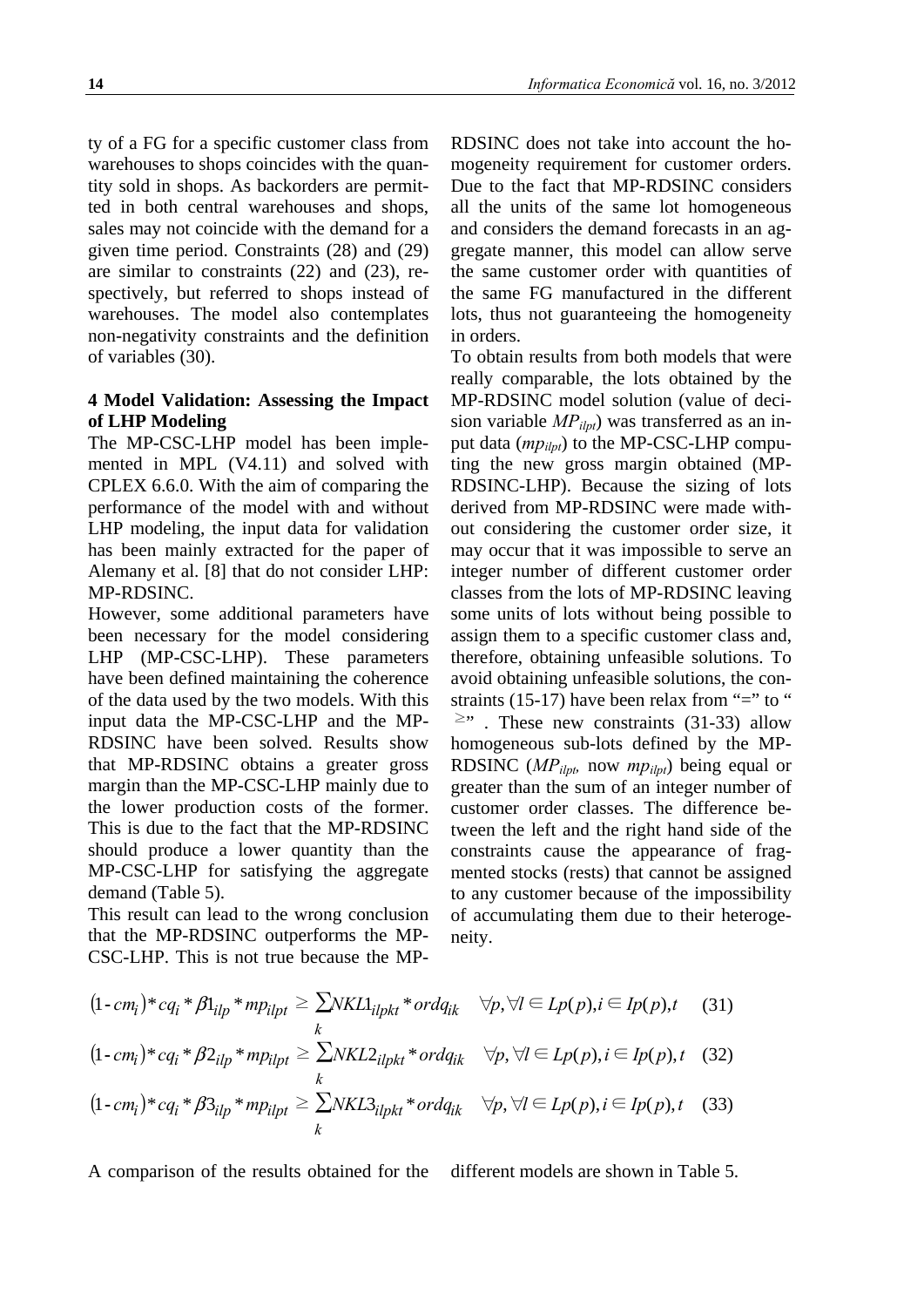ty of a FG for a specific customer class from warehouses to shops coincides with the quantity sold in shops. As backorders are permitted in both central warehouses and shops, sales may not coincide with the demand for a given time period. Constraints (28) and (29) are similar to constraints (22) and (23), respectively, but referred to shops instead of warehouses. The model also contemplates non-negativity constraints and the definition of variables (30).

## 4 Model Validation: Assessing the Impact of LHP Modeling

The MP-CSC-LHP model has been implemented in MPL (V4.11) and solved with CPLEX 6.6.0. With the aim of comparing the performance of the model with and without LHP modeling, the input data for validation has been mainly extracted for the paper of Alemany et al. [8] that do not consider LHP: MP-RDSINC.

However, some additional parameters have been necessary for the model considering LHP (MP-CSC-LHP). These parameters have been defined maintaining the coherence of the data used by the two models. With this input data the MP-CSC-LHP and the MP-RDSINC have been solved. Results show that MP-RDSINC obtains a greater gross margin than the MP-CSC-LHP mainly due to the lower production costs of the former. This is due to the fact that the MP-RDSINC should produce a lower quantity than the MP-CSC-LHP for satisfying the aggregate demand (Table 5).

This result can lead to the wrong conclusion that the MP-RDSINC outperforms the MP-CSC-LHP. This is not true because the MP-RDSINC does not take into account the homogeneity requirement for customer orders. Due to the fact that MP-RDSINC considers all the units of the same lot homogeneous and considers the demand forecasts in an aggregate manner, this model can allow serve the same customer order with quantities of the same FG manufactured in the different lots, thus not guaranteeing the homogeneity in orders.

To obtain results from both models that were really comparable, the lots obtained by the MP-RDSINC model solution (value of decision variable $MP_{ilpt}$) was transferred as an input data ($mp_{ilpt}$) to the MP-CSC-LHP computing the new gross margin obtained (MP-RDSINC-LHP). Because the sizing of lots derived from MP-RDSINC were made without considering the customer order size, it may occur that it was impossible to serve an integer number of different customer order classes from the lots of MP-RDSINC leaving some units of lots without being possible to assign them to a specific customer class and, therefore, obtaining unfeasible solutions. To avoid obtaining unfeasible solutions, the constraints (15-17) have been relax from "=" to "≥" . These new constraints (31-33) allow homogeneous sub-lots defined by the MP-RDSINC ($MP_{ilpt}$, now $mp_{ilpt}$) being equal or greater than the sum of an integer number of customer order classes. The difference between the left and the right hand side of the constraints cause the appearance of fragmented stocks (rests) that cannot be assigned to any customer because of the impossibility of accumulating them due to their heterogeneity.

$$(1-cm_i)*cq_i*\beta 1_{ilp}*mp_{ilpt} \geq \sum_k NKL1_{ilpkt}*ordq_{ik} \quad \forall p, \forall l \in Lp(p), i \in Ip(p), t \quad (31)$$

$$(1-cm_i)*cq_i*\beta 2_{ilp}*mp_{ilpt} \geq \sum_k NKL2_{ilpkt}*ordq_{ik} \quad \forall p, \forall l \in Lp(p), i \in Ip(p), t \quad (32)$$

$$(1-cm_i)*cq_i*\beta 3_{ilp}*mp_{ilpt} \geq \sum_k NKL3_{ilpkt}*ordq_{ik} \quad \forall p, \forall l \in Lp(p), i \in Ip(p), t \quad (33)$$

A comparison of the results obtained for the different models are shown in Table 5.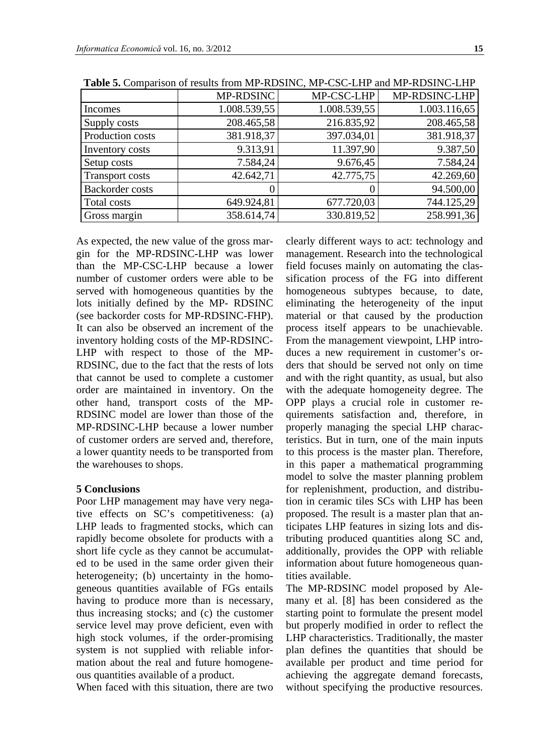**Table 5.** Comparison of results from MP-RDSINC, MP-CSC-LHP and MP-RDSINC-LHP

| | MP-RDSINC | MP-CSC-LHP | MP-RDSINC-LHP |
|---|---|---|---|
| Incomes | 1.008.539,55 | 1.008.539,55 | 1.003.116,65 |
| Supply costs | 208.465,58 | 216.835,92 | 208.465,58 |
| Production costs | 381.918,37 | 397.034,01 | 381.918,37 |
| Inventory costs | 9.313,91 | 11.397,90 | 9.387,50 |
| Setup costs | 7.584,24 | 9.676,45 | 7.584,24 |
| Transport costs | 42.642,71 | 42.775,75 | 42.269,60 |
| Backorder costs | 0 | 0 | 94.500,00 |
| Total costs | 649.924,81 | 677.720,03 | 744.125,29 |
| Gross margin | 358.614,74 | 330.819,52 | 258.991,36 |

As expected, the new value of the gross margin for the MP-RDSINC-LHP was lower than the MP-CSC-LHP because a lower number of customer orders were able to be served with homogeneous quantities by the lots initially defined by the MP- RDSINC (see backorder costs for MP-RDSINC-FHP). It can also be observed an increment of the inventory holding costs of the MP-RDSINC-LHP with respect to those of the MP-RDSINC, due to the fact that the rests of lots that cannot be used to complete a customer order are maintained in inventory. On the other hand, transport costs of the MP-RDSINC model are lower than those of the MP-RDSINC-LHP because a lower number of customer orders are served and, therefore, a lower quantity needs to be transported from the warehouses to shops.

## 5 Conclusions

Poor LHP management may have very negative effects on SC's competitiveness: (a) LHP leads to fragmented stocks, which can rapidly become obsolete for products with a short life cycle as they cannot be accumulated to be used in the same order given their heterogeneity; (b) uncertainty in the homogeneous quantities available of FGs entails having to produce more than is necessary, thus increasing stocks; and (c) the customer service level may prove deficient, even with high stock volumes, if the order-promising system is not supplied with reliable information about the real and future homogeneous quantities available of a product.

When faced with this situation, there are two clearly different ways to act: technology and management. Research into the technological field focuses mainly on automating the classification process of the FG into different homogeneous subtypes because, to date, eliminating the heterogeneity of the input material or that caused by the production process itself appears to be unachievable. From the management viewpoint, LHP introduces a new requirement in customer's orders that should be served not only on time and with the right quantity, as usual, but also with the adequate homogeneity degree. The OPP plays a crucial role in customer requirements satisfaction and, therefore, in properly managing the special LHP characteristics. But in turn, one of the main inputs to this process is the master plan. Therefore, in this paper a mathematical programming model to solve the master planning problem for replenishment, production, and distribution in ceramic tiles SCs with LHP has been proposed. The result is a master plan that anticipates LHP features in sizing lots and distributing produced quantities along SC and, additionally, provides the OPP with reliable information about future homogeneous quantities available.

The MP-RDSINC model proposed by Alemany et al. [8] has been considered as the starting point to formulate the present model but properly modified in order to reflect the LHP characteristics. Traditionally, the master plan defines the quantities that should be available per product and time period for achieving the aggregate demand forecasts, without specifying the productive resources.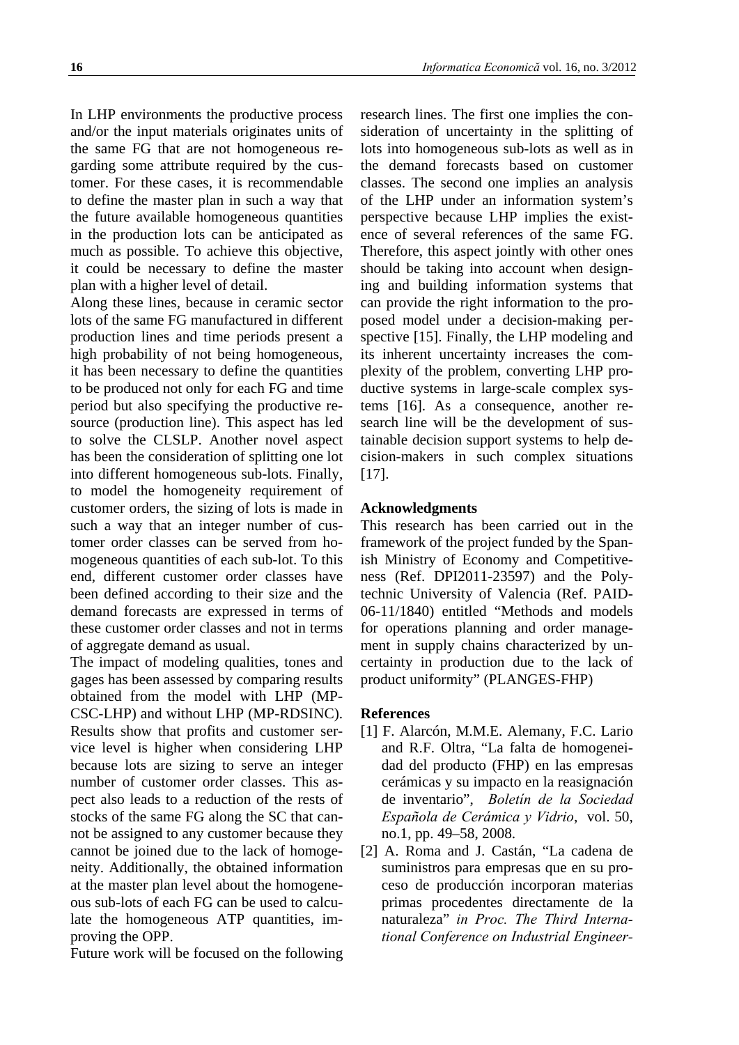In LHP environments the productive process and/or the input materials originates units of the same FG that are not homogeneous regarding some attribute required by the customer. For these cases, it is recommendable to define the master plan in such a way that the future available homogeneous quantities in the production lots can be anticipated as much as possible. To achieve this objective, it could be necessary to define the master plan with a higher level of detail.

Along these lines, because in ceramic sector lots of the same FG manufactured in different production lines and time periods present a high probability of not being homogeneous, it has been necessary to define the quantities to be produced not only for each FG and time period but also specifying the productive resource (production line). This aspect has led to solve the CLSLP. Another novel aspect has been the consideration of splitting one lot into different homogeneous sub-lots. Finally, to model the homogeneity requirement of customer orders, the sizing of lots is made in such a way that an integer number of customer order classes can be served from homogeneous quantities of each sub-lot. To this end, different customer order classes have been defined according to their size and the demand forecasts are expressed in terms of these customer order classes and not in terms of aggregate demand as usual.

The impact of modeling qualities, tones and gages has been assessed by comparing results obtained from the model with LHP (MP-CSC-LHP) and without LHP (MP-RDSINC). Results show that profits and customer service level is higher when considering LHP because lots are sizing to serve an integer number of customer order classes. This aspect also leads to a reduction of the rests of stocks of the same FG along the SC that cannot be assigned to any customer because they cannot be joined due to the lack of homogeneity. Additionally, the obtained information at the master plan level about the homogeneous sub-lots of each FG can be used to calculate the homogeneous ATP quantities, improving the OPP.

Future work will be focused on the following research lines. The first one implies the consideration of uncertainty in the splitting of lots into homogeneous sub-lots as well as in the demand forecasts based on customer classes. The second one implies an analysis of the LHP under an information system's perspective because LHP implies the existence of several references of the same FG. Therefore, this aspect jointly with other ones should be taking into account when designing and building information systems that can provide the right information to the proposed model under a decision-making perspective [15]. Finally, the LHP modeling and its inherent uncertainty increases the complexity of the problem, converting LHP productive systems in large-scale complex systems [16]. As a consequence, another research line will be the development of sustainable decision support systems to help decision-makers in such complex situations [17].

## Acknowledgments

This research has been carried out in the framework of the project funded by the Spanish Ministry of Economy and Competitiveness (Ref. DPI2011-23597) and the Polytechnic University of Valencia (Ref. PAID-06-11/1840) entitled "Methods and models for operations planning and order management in supply chains characterized by uncertainty in production due to the lack of product uniformity" (PLANGES-FHP)

## References

[1] F. Alarcón, M.M.E. Alemany, F.C. Lario and R.F. Oltra, "La falta de homogeneidad del producto (FHP) en las empresas cerámicas y su impacto en la reasignación de inventario", *Boletín de la Sociedad Española de Cerámica y Vidrio*, vol. 50, no.1, pp. 49–58, 2008.

[2] A. Roma and J. Castán, "La cadena de suministros para empresas que en su proceso de producción incorporan materias primas procedentes directamente de la naturaleza" *in Proc. The Third International Conference on Industrial Engineer-*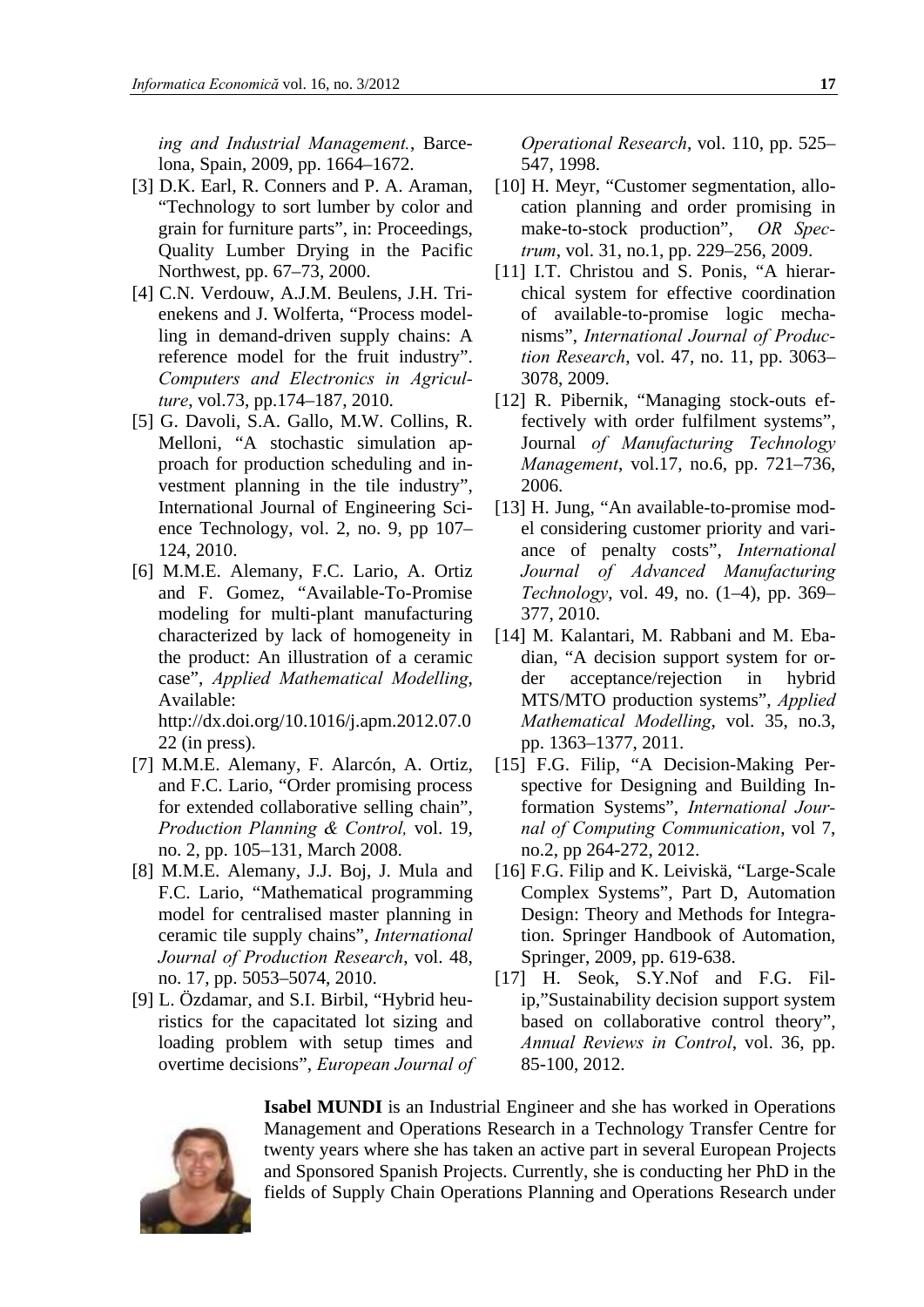*ing and Industrial Management.*, Barcelona, Spain, 2009, pp. 1664–1672.

[3] D.K. Earl, R. Conners and P. A. Araman, "Technology to sort lumber by color and grain for furniture parts", in: Proceedings, Quality Lumber Drying in the Pacific Northwest, pp. 67–73, 2000.

[4] C.N. Verdouw, A.J.M. Beulens, J.H. Trienekens and J. Wolferta, "Process modelling in demand-driven supply chains: A reference model for the fruit industry". *Computers and Electronics in Agriculture*, vol.73, pp.174–187, 2010.

[5] G. Davoli, S.A. Gallo, M.W. Collins, R. Melloni, "A stochastic simulation approach for production scheduling and investment planning in the tile industry", International Journal of Engineering Science Technology, vol. 2, no. 9, pp 107–124, 2010.

[6] M.M.E. Alemany, F.C. Lario, A. Ortiz and F. Gomez, "Available-To-Promise modeling for multi-plant manufacturing characterized by lack of homogeneity in the product: An illustration of a ceramic case", *Applied Mathematical Modelling*, Available: http://dx.doi.org/10.1016/j.apm.2012.07.022 (in press).

[7] M.M.E. Alemany, F. Alarcón, A. Ortiz, and F.C. Lario, "Order promising process for extended collaborative selling chain", *Production Planning & Control,* vol. 19, no. 2, pp. 105–131, March 2008.

[8] M.M.E. Alemany, J.J. Boj, J. Mula and F.C. Lario, "Mathematical programming model for centralised master planning in ceramic tile supply chains", *International Journal of Production Research*, vol. 48, no. 17, pp. 5053–5074, 2010.

[9] L. Özdamar, and S.I. Birbil, "Hybrid heuristics for the capacitated lot sizing and loading problem with setup times and overtime decisions", *European Journal of Operational Research*, vol. 110, pp. 525–547, 1998.

[10] H. Meyr, "Customer segmentation, allocation planning and order promising in make-to-stock production", *OR Spectrum*, vol. 31, no.1, pp. 229–256, 2009.

[11] I.T. Christou and S. Ponis, "A hierarchical system for effective coordination of available-to-promise logic mechanisms", *International Journal of Production Research*, vol. 47, no. 11, pp. 3063–3078, 2009.

[12] R. Pibernik, "Managing stock-outs effectively with order fulfilment systems", Journal *of Manufacturing Technology Management*, vol.17, no.6, pp. 721–736, 2006.

[13] H. Jung, "An available-to-promise model considering customer priority and variance of penalty costs", *International Journal of Advanced Manufacturing Technology*, vol. 49, no. (1–4), pp. 369–377, 2010.

[14] M. Kalantari, M. Rabbani and M. Ebadian, "A decision support system for order acceptance/rejection in hybrid MTS/MTO production systems", *Applied Mathematical Modelling*, vol. 35, no.3, pp. 1363–1377, 2011.

[15] F.G. Filip, "A Decision-Making Perspective for Designing and Building Information Systems", *International Journal of Computing Communication*, vol 7, no.2, pp 264-272, 2012.

[16] F.G. Filip and K. Leiviskä, "Large-Scale Complex Systems", Part D, Automation Design: Theory and Methods for Integration. Springer Handbook of Automation, Springer, 2009, pp. 619-638.

[17] H. Seok, S.Y.Nof and F.G. Filip,"Sustainability decision support system based on collaborative control theory", *Annual Reviews in Control*, vol. 36, pp. 85-100, 2012.

**Isabel MUNDI** is an Industrial Engineer and she has worked in Operations Management and Operations Research in a Technology Transfer Centre for twenty years where she has taken an active part in several European Projects and Sponsored Spanish Projects. Currently, she is conducting her PhD in the fields of Supply Chain Operations Planning and Operations Research under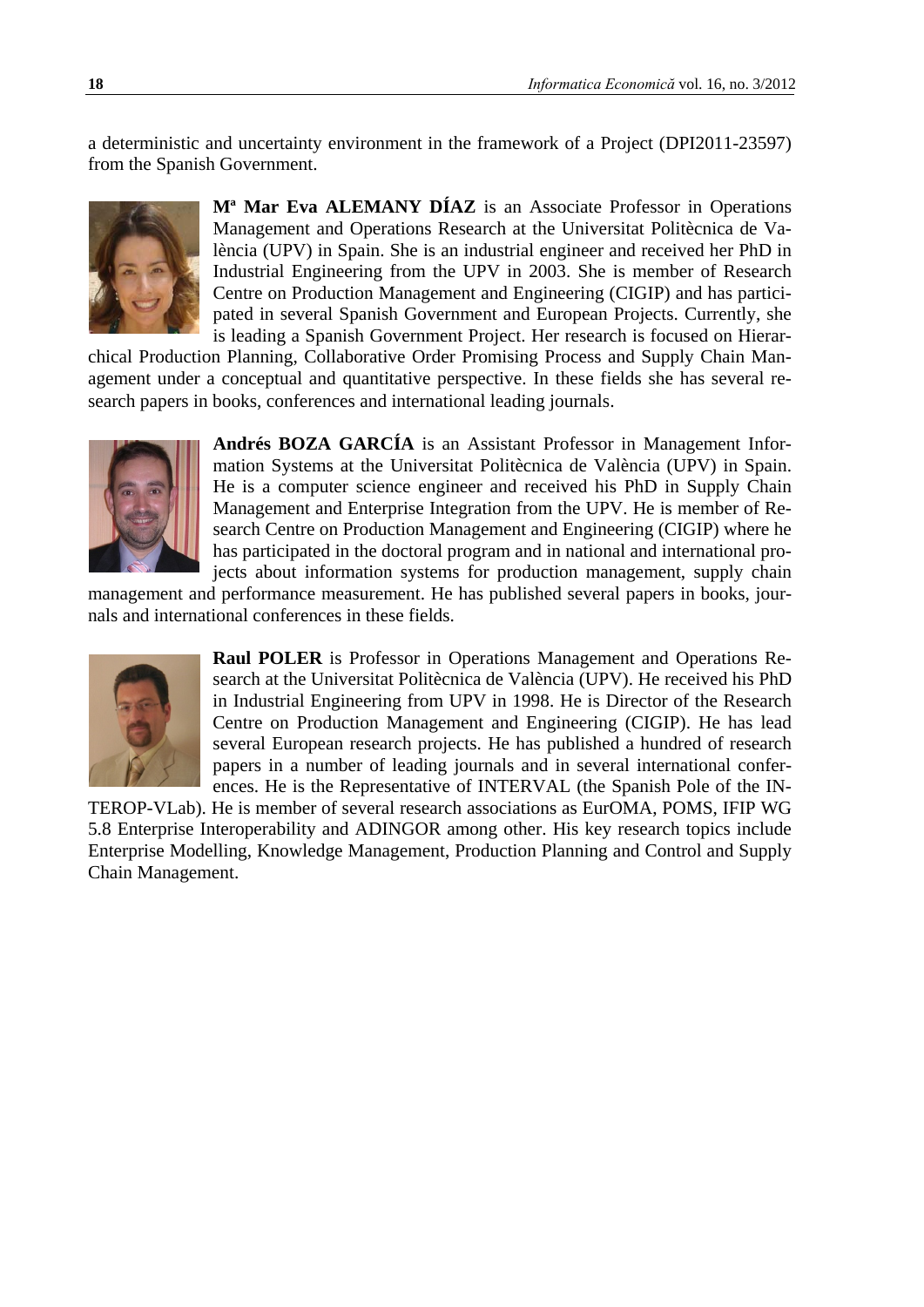a deterministic and uncertainty environment in the framework of a Project (DPI2011-23597) from the Spanish Government.

**Mª Mar Eva ALEMANY DÍAZ** is an Associate Professor in Operations Management and Operations Research at the Universitat Politècnica de València (UPV) in Spain. She is an industrial engineer and received her PhD in Industrial Engineering from the UPV in 2003. She is member of Research Centre on Production Management and Engineering (CIGIP) and has participated in several Spanish Government and European Projects. Currently, she is leading a Spanish Government Project. Her research is focused on Hierarchical Production Planning, Collaborative Order Promising Process and Supply Chain Management under a conceptual and quantitative perspective. In these fields she has several research papers in books, conferences and international leading journals.

**Andrés BOZA GARCÍA** is an Assistant Professor in Management Information Systems at the Universitat Politècnica de València (UPV) in Spain. He is a computer science engineer and received his PhD in Supply Chain Management and Enterprise Integration from the UPV. He is member of Research Centre on Production Management and Engineering (CIGIP) where he has participated in the doctoral program and in national and international projects about information systems for production management, supply chain management and performance measurement. He has published several papers in books, journals and international conferences in these fields.

**Raul POLER** is Professor in Operations Management and Operations Research at the Universitat Politècnica de València (UPV). He received his PhD in Industrial Engineering from UPV in 1998. He is Director of the Research Centre on Production Management and Engineering (CIGIP). He has lead several European research projects. He has published a hundred of research papers in a number of leading journals and in several international conferences. He is the Representative of INTERVAL (the Spanish Pole of the INTEROP-VLab). He is member of several research associations as EurOMA, POMS, IFIP WG 5.8 Enterprise Interoperability and ADINGOR among other. His key research topics include Enterprise Modelling, Knowledge Management, Production Planning and Control and Supply Chain Management.